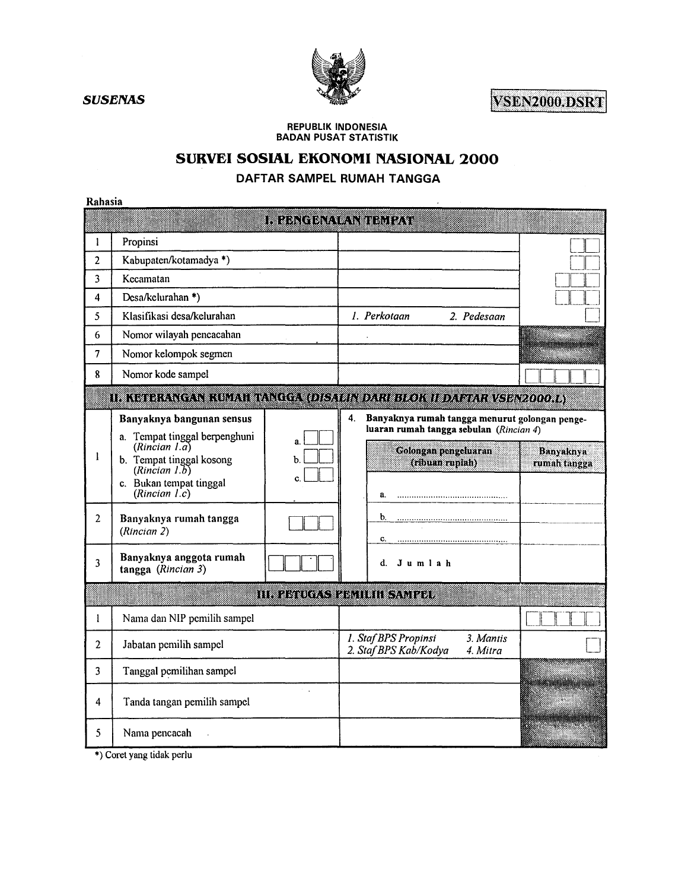*SUSENAS*

**VSEN2000.DSRT**

REPUBLIK INDONESIA
BADAN PUSAT STATISTIK

# SURVEI SOSIAL EKONOMI NASIONAL 2000

## DAFTAR SAMPEL RUMAH TANGGA

Rahasia

| I. PENGENALAN TEMPAT | | | |
|---|---|---|---|
| 1 | Propinsi | | ☐☐ |
| 2 | Kabupaten/kotamadya *) | | ☐☐ |
| 3 | Kecamatan | | ☐☐☐ |
| 4 | Desa/kelurahan *) | | ☐☐☐ |
| 5 | Klasifikasi desa/kelurahan | *1. Perkotaan* *2. Pedesaan* | ☐ |
| 6 | Nomor wilayah pencacahan | | |
| 7 | Nomor kelompok segmen | | |
| 8 | Nomor kode sampel | | ☐☐☐☐☐ |

**II. KETERANGAN RUMAH TANGGA (*DISALIN DARI BLOK II DAFTAR VSEN2000.L*)**

| | | | |
|---|---|---|---|
| 1 | **Banyaknya bangunan sensus** | | |
| | a. Tempat tinggal berpenghuni (*Rincian 1.a*) | a. ☐☐ | |
| | b. Tempat tinggal kosong (*Rincian 1.b*) | b. ☐☐ | |
| | c. Bukan tempat tinggal (*Rincian 1.c*) | c. ☐☐ | |
| 2 | **Banyaknya rumah tangga** (*Rincian 2*) | ☐☐☐ | |
| 3 | **Banyaknya anggota rumah tangga** (*Rincian 3*) | ☐☐☐☐ | |

4. **Banyaknya rumah tangga menurut golongan pengeluaran rumah tangga sebulan** (*Rincian 4*)

| Golongan pengeluaran (ribuan rupiah) | Banyaknya rumah tangga |
|---|---|
| a. ............................................ | |
| b. ............................................ | |
| c. ............................................ | |
| d. **J u m l a h** | |

| III. PETUGAS PEMILIH SAMPEL | | | |
|---|---|---|---|
| 1 | Nama dan NIP pemilih sampel | | ☐☐☐☐☐ |
| 2 | Jabatan pemilih sampel | *1. Staf BPS Propinsi* *3. Mantis* *2. Staf BPS Kab/Kodya* *4. Mitra* | ☐ |
| 3 | Tanggal pemilihan sampel | | |
| 4 | Tanda tangan pemilih sampel | | |
| 5 | Nama pencacah | | |

*) Coret yang tidak perlu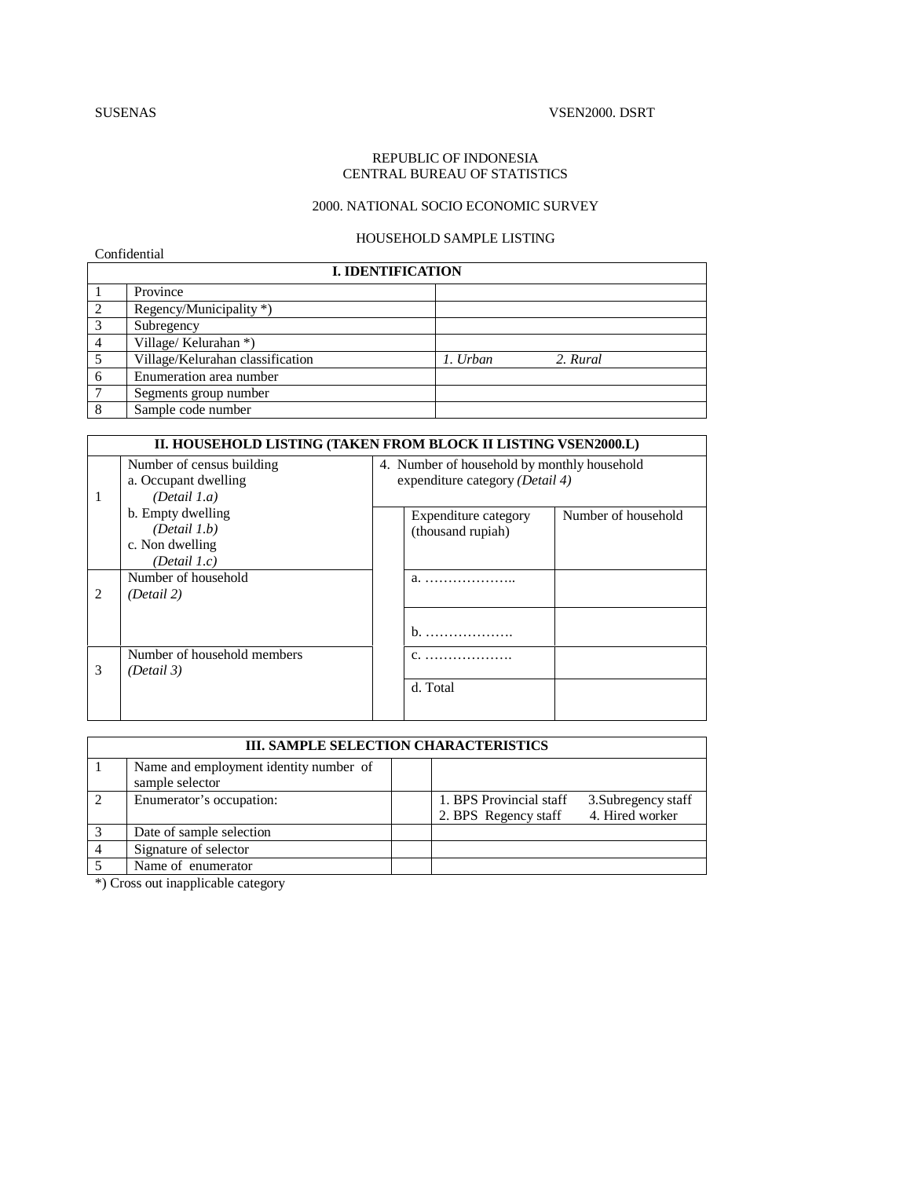SUSENAS VSEN2000. DSRT

REPUBLIC OF INDONESIA
CENTRAL BUREAU OF STATISTICS

2000. NATIONAL SOCIO ECONOMIC SURVEY

HOUSEHOLD SAMPLE LISTING

Confidential

| **I. IDENTIFICATION** | | |
|---|---|---|
| 1 | Province | |
| 2 | Regency/Municipality *) | |
| 3 | Subregency | |
| 4 | Village/ Kelurahan *) | |
| 5 | Village/Kelurahan classification | *1. Urban* *2. Rural* |
| 6 | Enumeration area number | |
| 7 | Segments group number | |
| 8 | Sample code number | |

| **II. HOUSEHOLD LISTING (TAKEN FROM BLOCK II LISTING VSEN2000.L)** | | | | |
|---|---|---|---|---|
| 1 | Number of census building<br>a. Occupant dwelling *(Detail 1.a)*<br>b. Empty dwelling *(Detail 1.b)*<br>c. Non dwelling *(Detail 1.c)* | 4. Number of household by monthly household expenditure category *(Detail 4)* | | |
| | | | Expenditure category (thousand rupiah) | Number of household |
| 2 | Number of household *(Detail 2)* | | a. ……………….. | |
| | | | b. ………………. | |
| 3 | Number of household members *(Detail 3)* | | c. ………………. | |
| | | | d. Total | |

| **III. SAMPLE SELECTION CHARACTERISTICS** | | | |
|---|---|---|---|
| 1 | Name and employment identity number of sample selector | | |
| 2 | Enumerator's occupation: | | 1. BPS Provincial staff 3.Subregency staff<br>2. BPS Regency staff 4. Hired worker |
| 3 | Date of sample selection | | |
| 4 | Signature of selector | | |
| 5 | Name of enumerator | | |

*) Cross out inapplicable category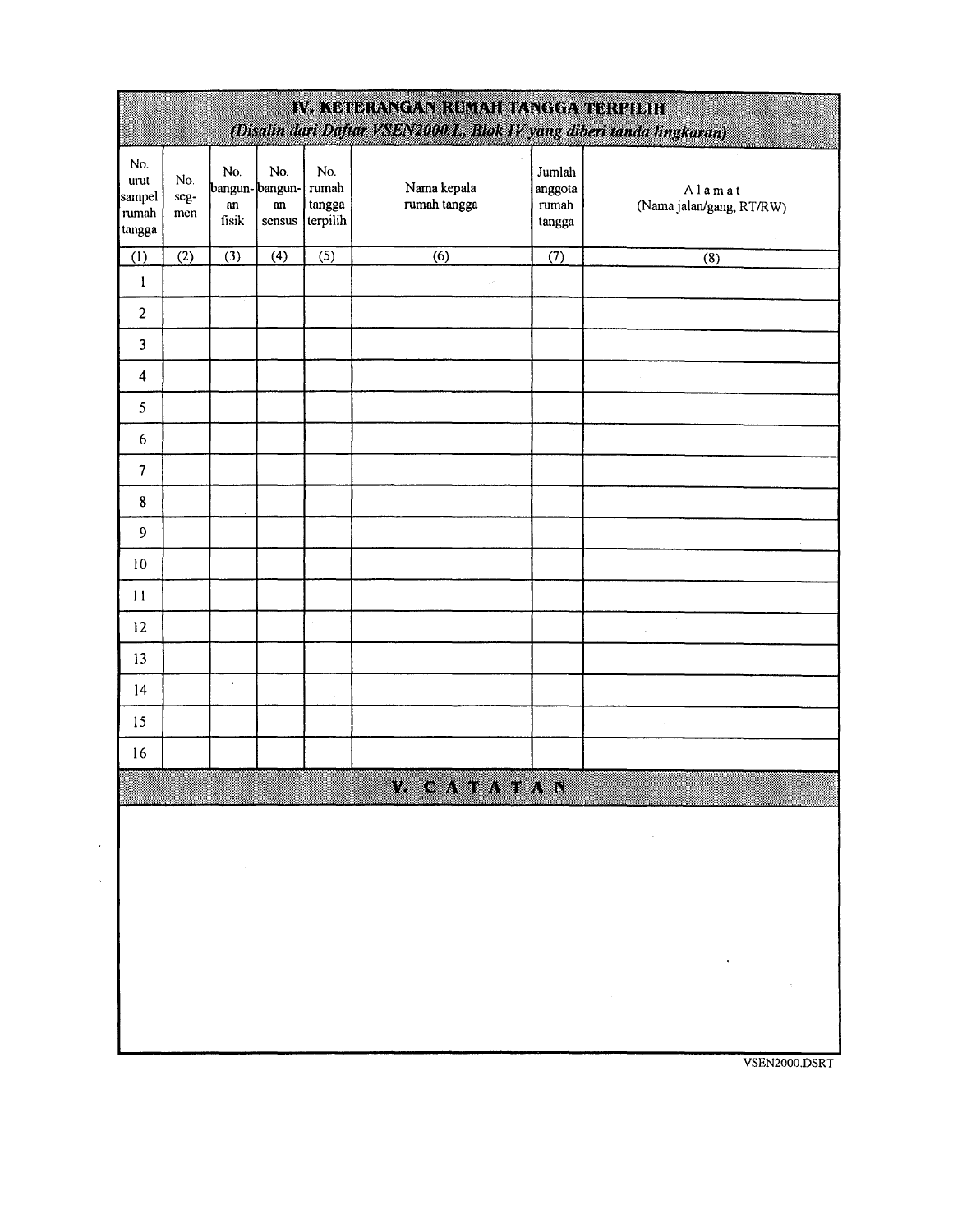## IV. KETERANGAN RUMAH TANGGA TERPILIH

*(Disalin dari Daftar VSEN2000.L, Blok IV yang diberi tanda lingkaran)*

| No. urut sampel rumah tangga | No. seg-men | No. bangun-an fisik | No. bangun-an sensus | No. rumah tangga terpilih | Nama kepala rumah tangga | Jumlah anggota rumah tangga | Alamat (Nama jalan/gang, RT/RW) |
|---|---|---|---|---|---|---|---|
| (1) | (2) | (3) | (4) | (5) | (6) | (7) | (8) |
| 1 | | | | | | | |
| 2 | | | | | | | |
| 3 | | | | | | | |
| 4 | | | | | | | |
| 5 | | | | | | | |
| 6 | | | | | | | |
| 7 | | | | | | | |
| 8 | | | | | | | |
| 9 | | | | | | | |
| 10 | | | | | | | |
| 11 | | | | | | | |
| 12 | | | | | | | |
| 13 | | | | | | | |
| 14 | | | | | | | |
| 15 | | | | | | | |
| 16 | | | | | | | |

## V. CATATAN

VSEN2000.DSRT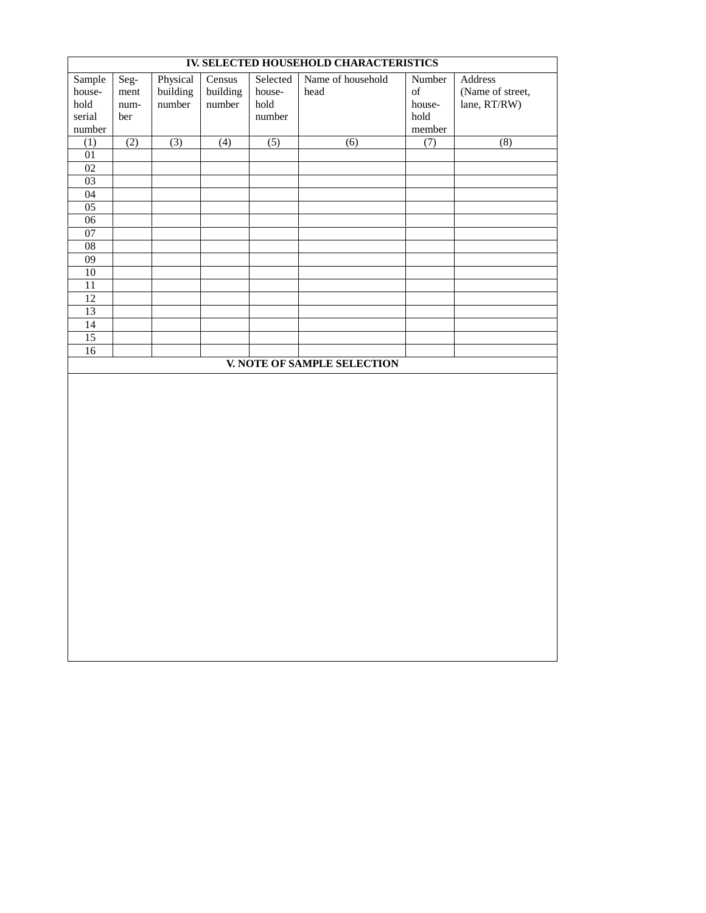## IV. SELECTED HOUSEHOLD CHARACTERISTICS

| Sample household serial number | Segment number | Physical building number | Census building number | Selected household number | Name of household head | Number of household member | Address (Name of street, lane, RT/RW) |
|---|---|---|---|---|---|---|---|
| (1) | (2) | (3) | (4) | (5) | (6) | (7) | (8) |
| 01 | | | | | | | |
| 02 | | | | | | | |
| 03 | | | | | | | |
| 04 | | | | | | | |
| 05 | | | | | | | |
| 06 | | | | | | | |
| 07 | | | | | | | |
| 08 | | | | | | | |
| 09 | | | | | | | |
| 10 | | | | | | | |
| 11 | | | | | | | |
| 12 | | | | | | | |
| 13 | | | | | | | |
| 14 | | | | | | | |
| 15 | | | | | | | |
| 16 | | | | | | | |

## V. NOTE OF SAMPLE SELECTION